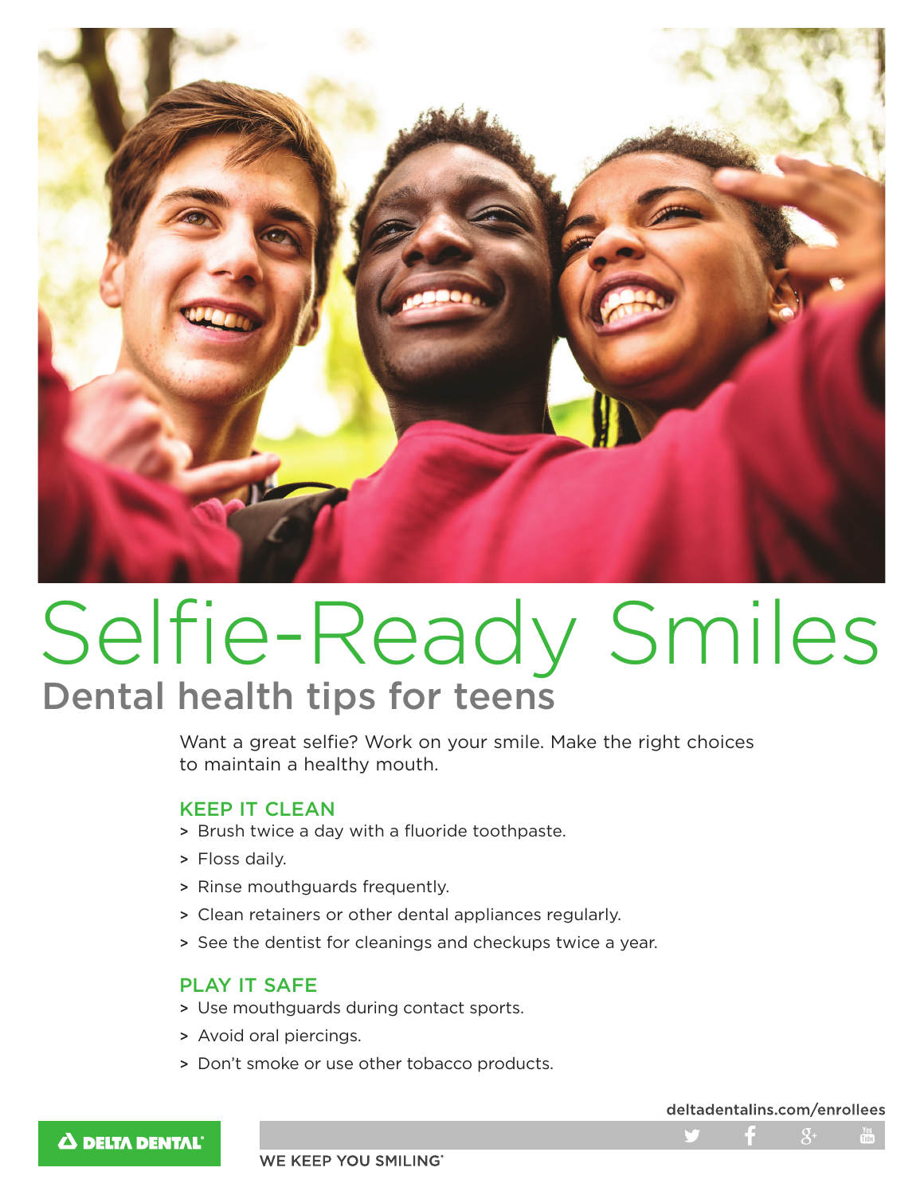# Selfie-Ready Smiles

## Dental health tips for teens

Want a great selfie? Work on your smile. Make the right choices to maintain a healthy mouth.

### KEEP IT CLEAN

- Brush twice a day with a fluoride toothpaste.
- Floss daily.
- Rinse mouthguards frequently.
- Clean retainers or other dental appliances regularly.
- See the dentist for cleanings and checkups twice a year.

### PLAY IT SAFE

- Use mouthguards during contact sports.
- Avoid oral piercings.
- Don't smoke or use other tobacco products.

deltadentalins.com/enrollees

DELTA DENTAL

WE KEEP YOU SMILING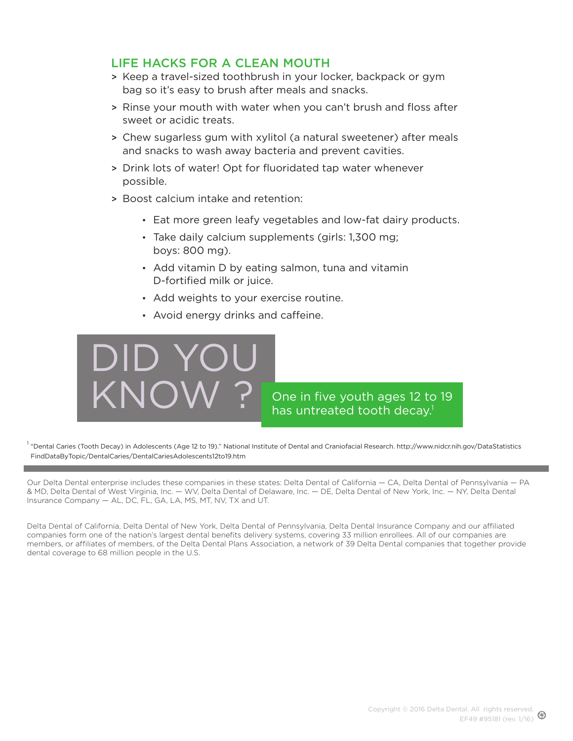## LIFE HACKS FOR A CLEAN MOUTH

> Keep a travel-sized toothbrush in your locker, backpack or gym bag so it's easy to brush after meals and snacks.

> Rinse your mouth with water when you can't brush and floss after sweet or acidic treats.

> Chew sugarless gum with xylitol (a natural sweetener) after meals and snacks to wash away bacteria and prevent cavities.

> Drink lots of water! Opt for fluoridated tap water whenever possible.

> Boost calcium intake and retention:

- Eat more green leafy vegetables and low-fat dairy products.
- Take daily calcium supplements (girls: 1,300 mg; boys: 800 mg).
- Add vitamin D by eating salmon, tuna and vitamin D-fortified milk or juice.
- Add weights to your exercise routine.
- Avoid energy drinks and caffeine.

## DID YOU KNOW ?

One in five youth ages 12 to 19 has untreated tooth decay.[1]

[1] "Dental Caries (Tooth Decay) in Adolescents (Age 12 to 19)." National Institute of Dental and Craniofacial Research. http://www.nidcr.nih.gov/DataStatistics FindDataByTopic/DentalCaries/DentalCariesAdolescents12to19.htm

---

Our Delta Dental enterprise includes these companies in these states: Delta Dental of California — CA, Delta Dental of Pennsylvania — PA & MD, Delta Dental of West Virginia, Inc. — WV, Delta Dental of Delaware, Inc. — DE, Delta Dental of New York, Inc. — NY, Delta Dental Insurance Company — AL, DC, FL, GA, LA, MS, MT, NV, TX and UT.

Delta Dental of California, Delta Dental of New York, Delta Dental of Pennsylvania, Delta Dental Insurance Company and our affiliated companies form one of the nation's largest dental benefits delivery systems, covering 33 million enrollees. All of our companies are members, or affiliates of members, of the Delta Dental Plans Association, a network of 39 Delta Dental companies that together provide dental coverage to 68 million people in the U.S.

Copyright © 2016 Delta Dental. All rights reserved.
EF49 #95181 (rev. 1/16)